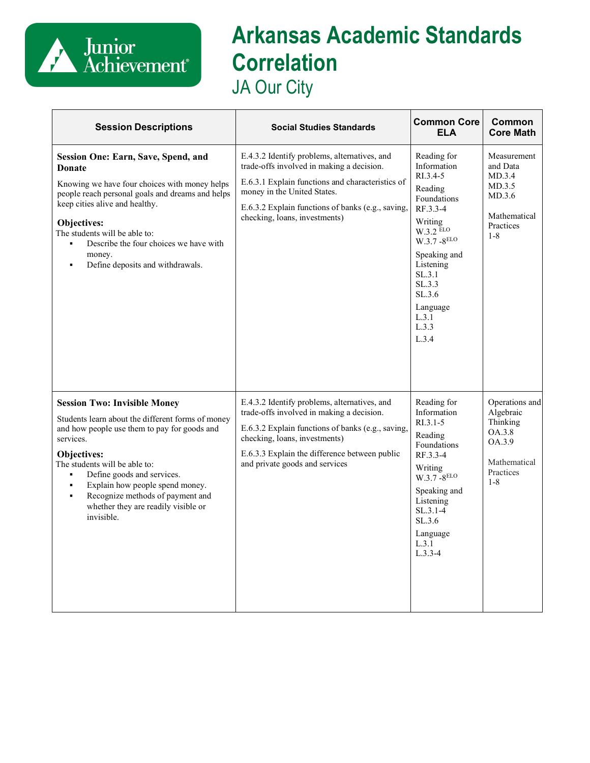# Arkansas Academic Standards Correlation

## JA Our City

| Session Descriptions | Social Studies Standards | Common Core ELA | Common Core Math |
|---|---|---|---|
| **Session One: Earn, Save, Spend, and Donate**<br><br>Knowing we have four choices with money helps people reach personal goals and dreams and helps keep cities alive and healthy.<br><br>**Objectives:**<br>The students will be able to:<br>▪ Describe the four choices we have with money.<br>▪ Define deposits and withdrawals. | E.4.3.2 Identify problems, alternatives, and trade-offs involved in making a decision.<br><br>E.6.3.1 Explain functions and characteristics of money in the United States.<br><br>E.6.3.2 Explain functions of banks (e.g., saving, checking, loans, investments) | Reading for Information<br>RI.3.4-5<br><br>Reading Foundations<br>RF.3.3-4<br><br>Writing<br>W.3.2 ELO<br>W.3.7 -8ELO<br><br>Speaking and Listening<br>SL.3.1<br>SL.3.3<br>SL.3.6<br><br>Language<br>L.3.1<br>L.3.3<br>L.3.4 | Measurement and Data<br>MD.3.4<br>MD.3.5<br>MD.3.6<br><br>Mathematical Practices<br>1-8 |
| **Session Two: Invisible Money**<br><br>Students learn about the different forms of money and how people use them to pay for goods and services.<br><br>**Objectives:**<br>The students will be able to:<br>▪ Define goods and services.<br>▪ Explain how people spend money.<br>▪ Recognize methods of payment and whether they are readily visible or invisible. | E.4.3.2 Identify problems, alternatives, and trade-offs involved in making a decision.<br><br>E.6.3.2 Explain functions of banks (e.g., saving, checking, loans, investments)<br><br>E.6.3.3 Explain the difference between public and private goods and services | Reading for Information<br>RI.3.1-5<br><br>Reading Foundations<br>RF.3.3-4<br><br>Writing<br>W.3.7 -8ELO<br><br>Speaking and Listening<br>SL.3.1-4<br>SL.3.6<br><br>Language<br>L.3.1<br>L.3.3-4 | Operations and Algebraic Thinking<br>OA.3.8<br>OA.3.9<br><br>Mathematical Practices<br>1-8 |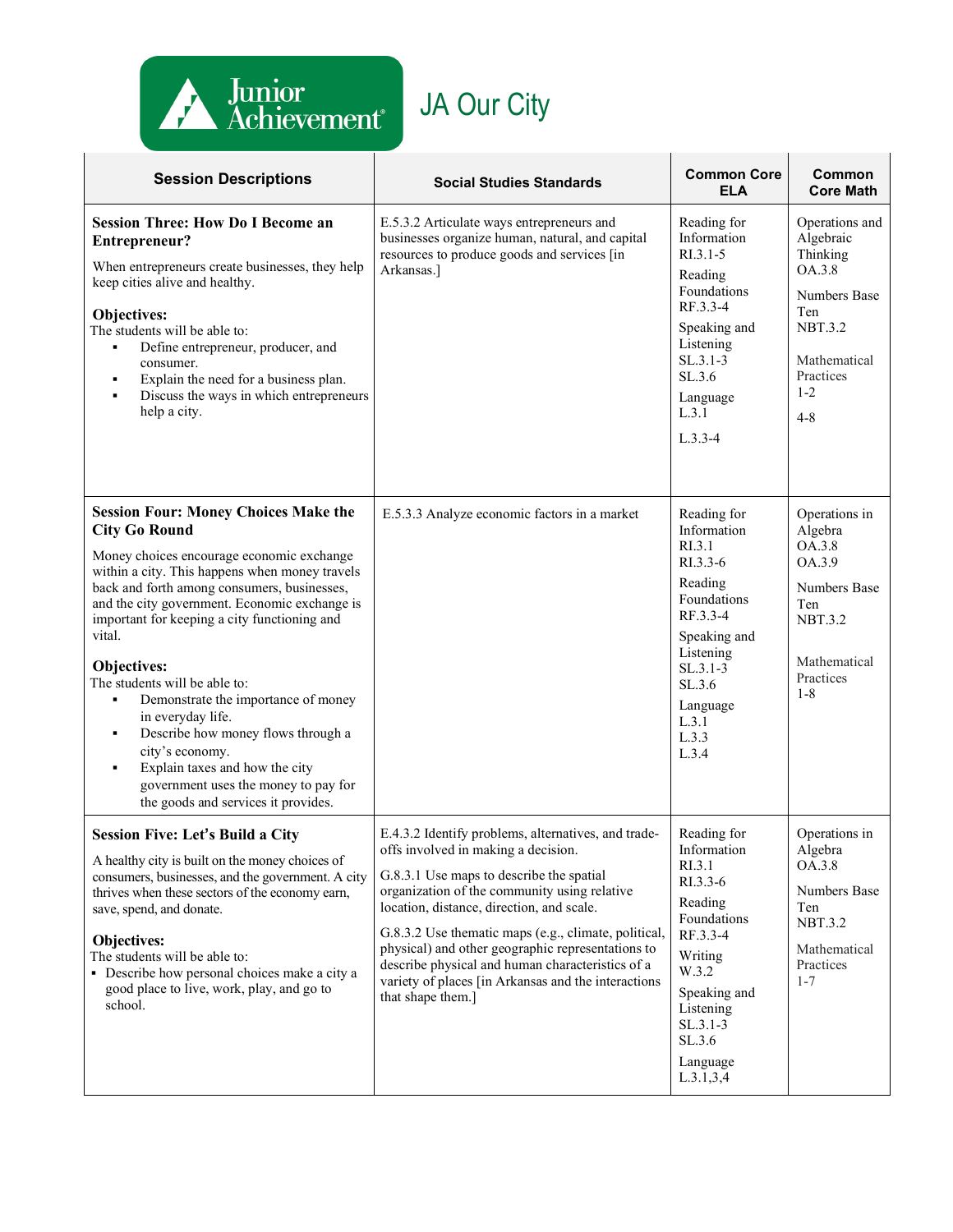# JA Our City

| Session Descriptions | Social Studies Standards | Common Core ELA | Common Core Math |
|---|---|---|---|
| **Session Three: How Do I Become an Entrepreneur?**<br><br>When entrepreneurs create businesses, they help keep cities alive and healthy.<br><br>**Objectives:**<br>The students will be able to:<br>▪ Define entrepreneur, producer, and consumer.<br>▪ Explain the need for a business plan.<br>▪ Discuss the ways in which entrepreneurs help a city. | E.5.3.2 Articulate ways entrepreneurs and businesses organize human, natural, and capital resources to produce goods and services [in Arkansas.] | Reading for Information RI.3.1-5<br><br>Reading Foundations RF.3.3-4<br><br>Speaking and Listening SL.3.1-3 SL.3.6<br><br>Language L.3.1<br><br>L.3.3-4 | Operations and Algebraic Thinking OA.3.8<br><br>Numbers Base Ten NBT.3.2<br><br>Mathematical Practices 1-2<br><br>4-8 |
| **Session Four: Money Choices Make the City Go Round**<br><br>Money choices encourage economic exchange within a city. This happens when money travels back and forth among consumers, businesses, and the city government. Economic exchange is important for keeping a city functioning and vital.<br><br>**Objectives:**<br>The students will be able to:<br>▪ Demonstrate the importance of money in everyday life.<br>▪ Describe how money flows through a city's economy.<br>▪ Explain taxes and how the city government uses the money to pay for the goods and services it provides. | E.5.3.3 Analyze economic factors in a market | Reading for Information RI.3.1 RI.3.3-6<br><br>Reading Foundations RF.3.3-4<br><br>Speaking and Listening SL.3.1-3 SL.3.6<br><br>Language L.3.1 L.3.3 L.3.4 | Operations in Algebra OA.3.8 OA.3.9<br><br>Numbers Base Ten NBT.3.2<br><br>Mathematical Practices 1-8 |
| **Session Five: Let's Build a City**<br><br>A healthy city is built on the money choices of consumers, businesses, and the government. A city thrives when these sectors of the economy earn, save, spend, and donate.<br><br>**Objectives:**<br>The students will be able to:<br>▪ Describe how personal choices make a city a good place to live, work, play, and go to school. | E.4.3.2 Identify problems, alternatives, and trade-offs involved in making a decision.<br><br>G.8.3.1 Use maps to describe the spatial organization of the community using relative location, distance, direction, and scale.<br><br>G.8.3.2 Use thematic maps (e.g., climate, political, physical) and other geographic representations to describe physical and human characteristics of a variety of places [in Arkansas and the interactions that shape them.] | Reading for Information RI.3.1 RI.3.3-6<br><br>Reading Foundations RF.3.3-4<br><br>Writing W.3.2<br><br>Speaking and Listening SL.3.1-3 SL.3.6<br><br>Language L.3.1,3,4 | Operations in Algebra OA.3.8<br><br>Numbers Base Ten NBT.3.2<br><br>Mathematical Practices 1-7 |